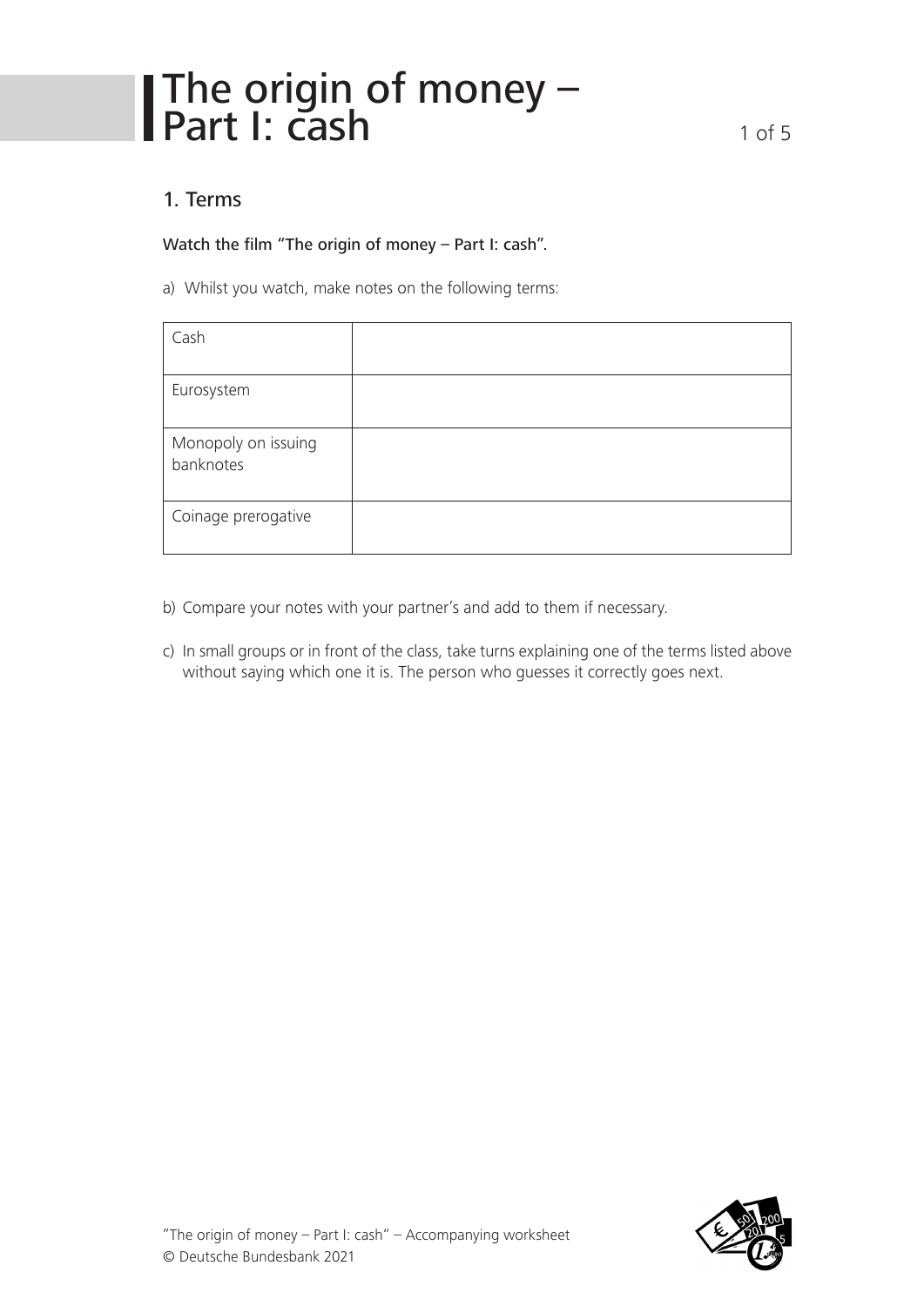# The origin of money – Part I: cash

## 1. Terms

**Watch the film "The origin of money – Part I: cash".**

a) Whilst you watch, make notes on the following terms:

| Cash | |
|---|---|
| Eurosystem | |
| Monopoly on issuing banknotes | |
| Coinage prerogative | |

b) Compare your notes with your partner's and add to them if necessary.

c) In small groups or in front of the class, take turns explaining one of the terms listed above without saying which one it is. The person who guesses it correctly goes next.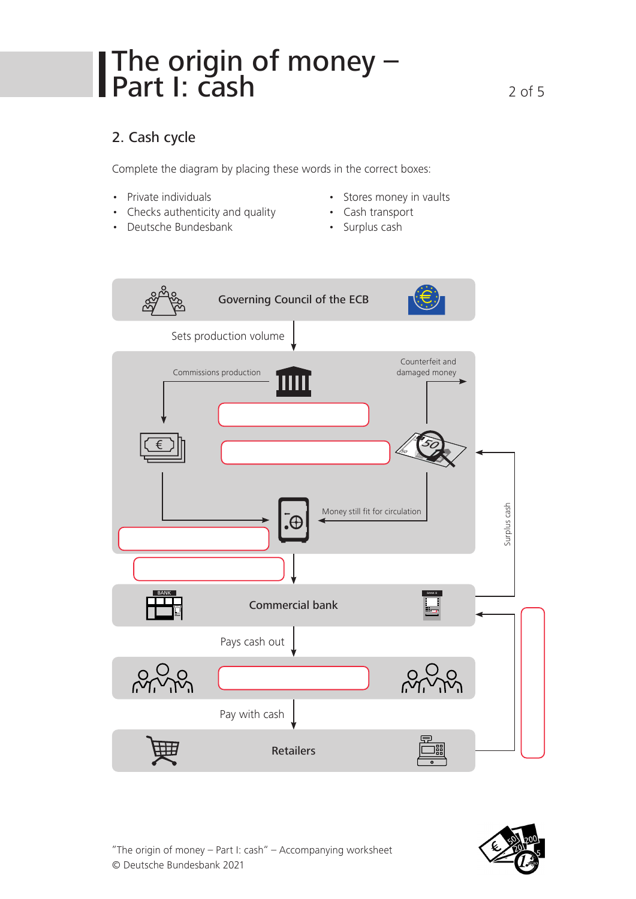## 2. Cash cycle

Complete the diagram by placing these words in the correct boxes:

- Private individuals
- Checks authenticity and quality
- Deutsche Bundesbank
- Stores money in vaults
- Cash transport
- Surplus cash

Governing Council of the ECB

Sets production volume

Commissions production

Counterfeit and damaged money

Money still fit for circulation

Surplus cash

Commercial bank

Pays cash out

Pay with cash

Retailers

"The origin of money – Part I: cash" – Accompanying worksheet
© Deutsche Bundesbank 2021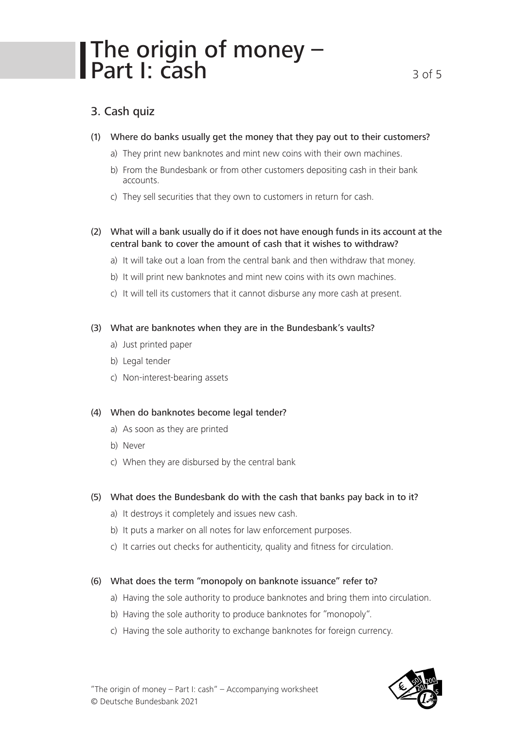## 3. Cash quiz

(1) Where do banks usually get the money that they pay out to their customers?

a) They print new banknotes and mint new coins with their own machines.

b) From the Bundesbank or from other customers depositing cash in their bank accounts.

c) They sell securities that they own to customers in return for cash.

(2) What will a bank usually do if it does not have enough funds in its account at the central bank to cover the amount of cash that it wishes to withdraw?

a) It will take out a loan from the central bank and then withdraw that money.

b) It will print new banknotes and mint new coins with its own machines.

c) It will tell its customers that it cannot disburse any more cash at present.

(3) What are banknotes when they are in the Bundesbank's vaults?

a) Just printed paper

b) Legal tender

c) Non-interest-bearing assets

(4) When do banknotes become legal tender?

a) As soon as they are printed

b) Never

c) When they are disbursed by the central bank

(5) What does the Bundesbank do with the cash that banks pay back in to it?

a) It destroys it completely and issues new cash.

b) It puts a marker on all notes for law enforcement purposes.

c) It carries out checks for authenticity, quality and fitness for circulation.

(6) What does the term "monopoly on banknote issuance" refer to?

a) Having the sole authority to produce banknotes and bring them into circulation.

b) Having the sole authority to produce banknotes for "monopoly".

c) Having the sole authority to exchange banknotes for foreign currency.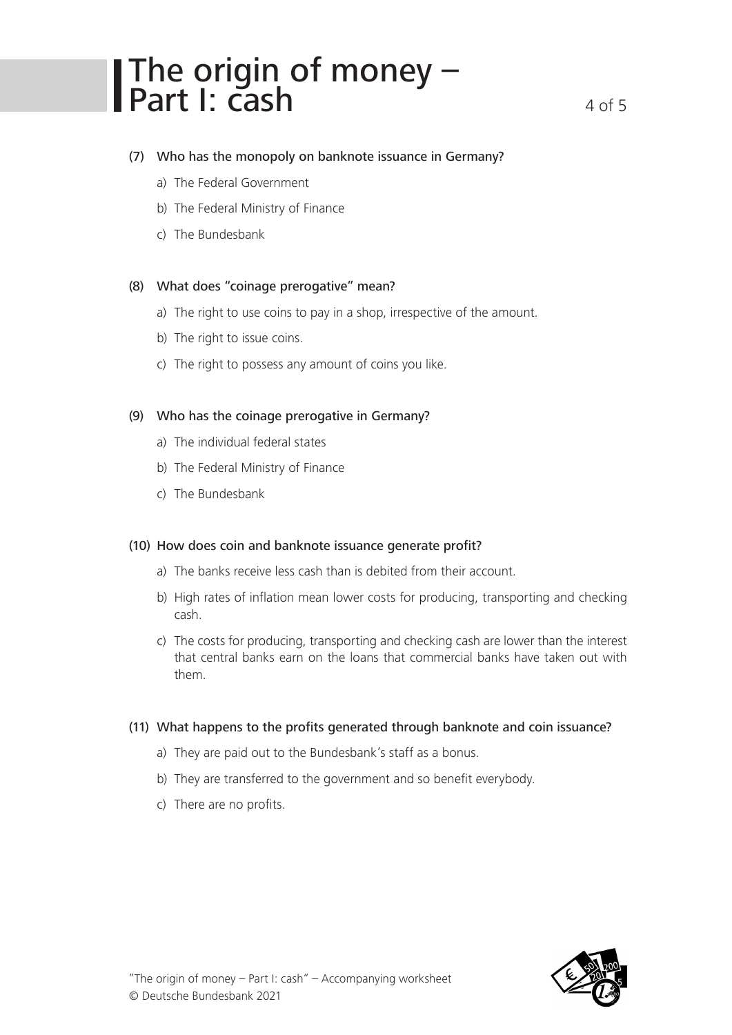(7) Who has the monopoly on banknote issuance in Germany?

a) The Federal Government
b) The Federal Ministry of Finance
c) The Bundesbank

(8) What does "coinage prerogative" mean?

a) The right to use coins to pay in a shop, irrespective of the amount.
b) The right to issue coins.
c) The right to possess any amount of coins you like.

(9) Who has the coinage prerogative in Germany?

a) The individual federal states
b) The Federal Ministry of Finance
c) The Bundesbank

(10) How does coin and banknote issuance generate profit?

a) The banks receive less cash than is debited from their account.
b) High rates of inflation mean lower costs for producing, transporting and checking cash.
c) The costs for producing, transporting and checking cash are lower than the interest that central banks earn on the loans that commercial banks have taken out with them.

(11) What happens to the profits generated through banknote and coin issuance?

a) They are paid out to the Bundesbank's staff as a bonus.
b) They are transferred to the government and so benefit everybody.
c) There are no profits.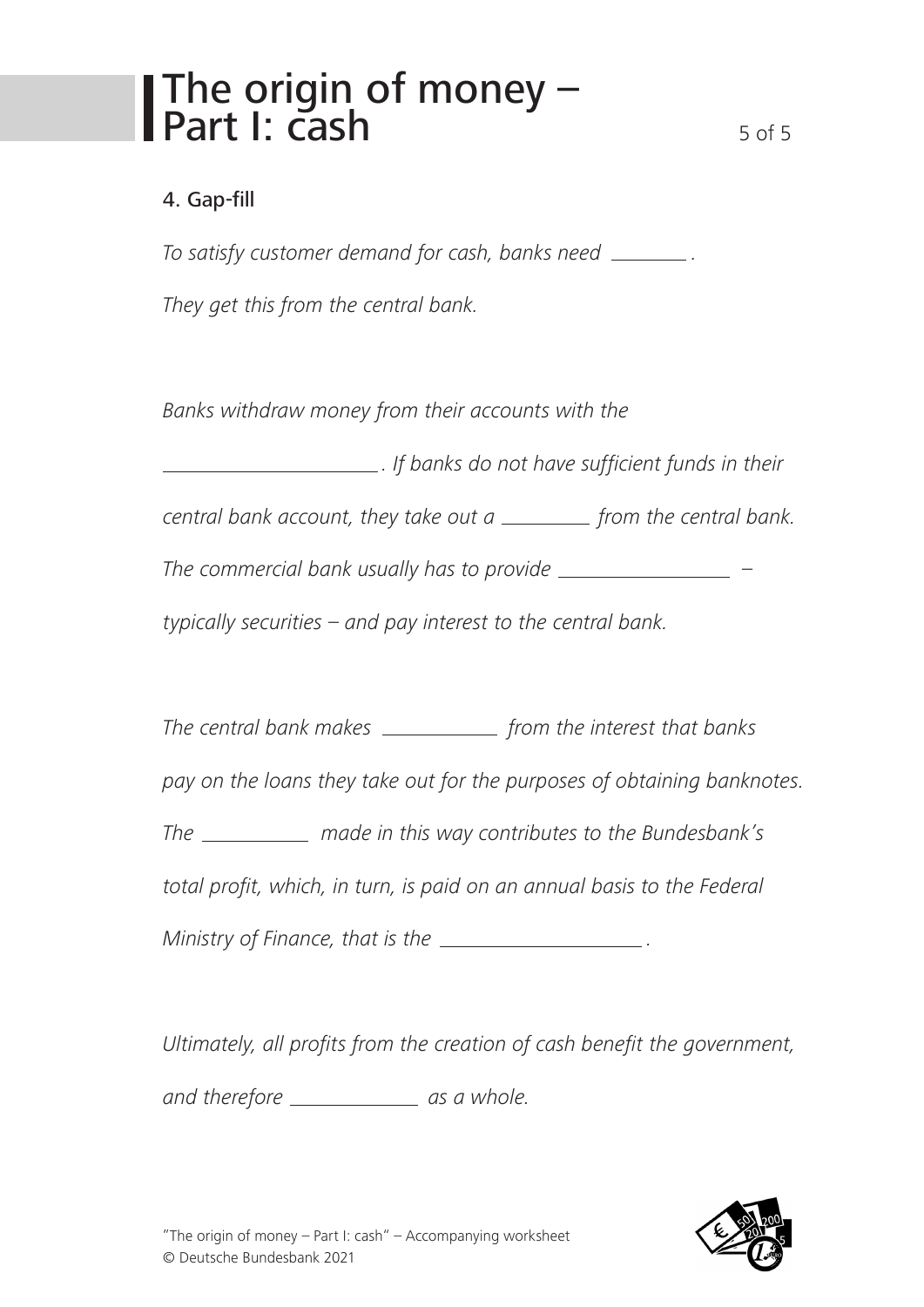4. Gap-fill

*To satisfy customer demand for cash, banks need ________ .*

*They get this from the central bank.*

*Banks withdraw money from their accounts with the*

*______________________. If banks do not have sufficient funds in their central bank account, they take out a _________ from the central bank. The commercial bank usually has to provide _________________ – typically securities – and pay interest to the central bank.*

*The central bank makes ____________ from the interest that banks pay on the loans they take out for the purposes of obtaining banknotes. The ___________ made in this way contributes to the Bundesbank's total profit, which, in turn, is paid on an annual basis to the Federal Ministry of Finance, that is the _____________________.*

*Ultimately, all profits from the creation of cash benefit the government, and therefore _____________ as a whole.*

"The origin of money – Part I: cash" – Accompanying worksheet
© Deutsche Bundesbank 2021